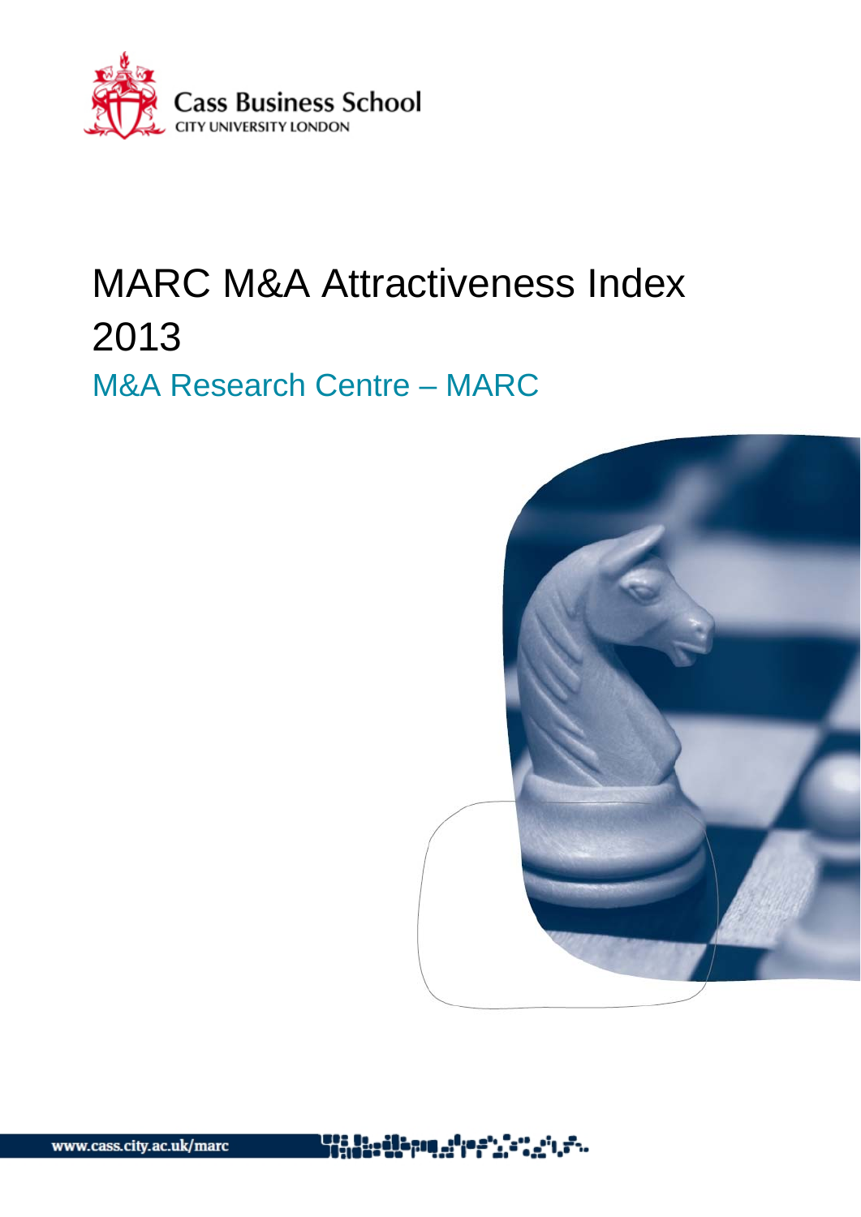Cass Business School
CITY UNIVERSITY LONDON

# MARC M&A Attractiveness Index 2013

## M&A Research Centre – MARC

www.cass.city.ac.uk/marc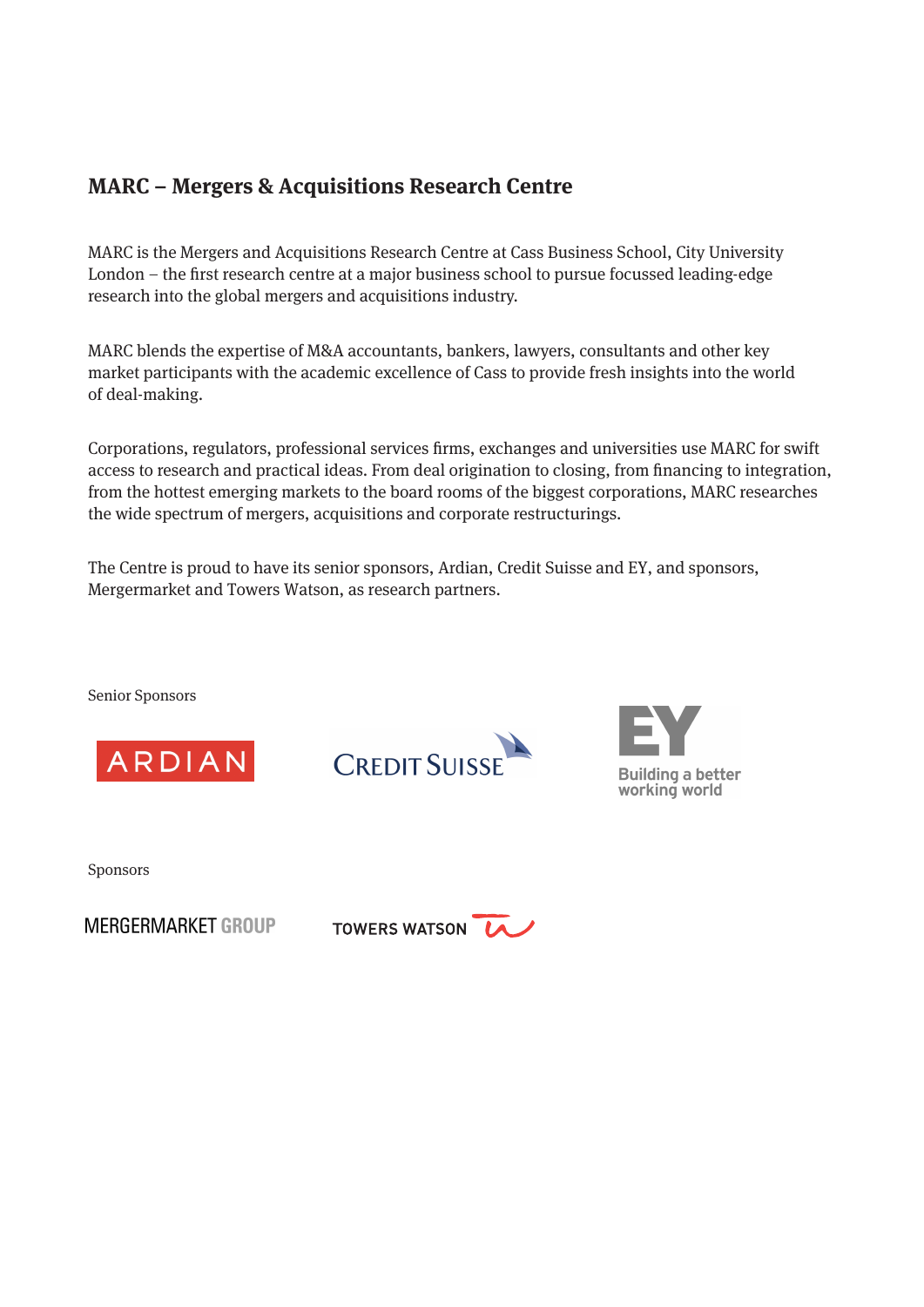## MARC – Mergers & Acquisitions Research Centre

MARC is the Mergers and Acquisitions Research Centre at Cass Business School, City University London – the first research centre at a major business school to pursue focussed leading-edge research into the global mergers and acquisitions industry.

MARC blends the expertise of M&A accountants, bankers, lawyers, consultants and other key market participants with the academic excellence of Cass to provide fresh insights into the world of deal-making.

Corporations, regulators, professional services firms, exchanges and universities use MARC for swift access to research and practical ideas. From deal origination to closing, from financing to integration, from the hottest emerging markets to the board rooms of the biggest corporations, MARC researches the wide spectrum of mergers, acquisitions and corporate restructurings.

The Centre is proud to have its senior sponsors, Ardian, Credit Suisse and EY, and sponsors, Mergermarket and Towers Watson, as research partners.

Senior Sponsors

ARDIAN

CREDIT SUISSE

EY
Building a better working world

Sponsors

MERGERMARKET GROUP

TOWERS WATSON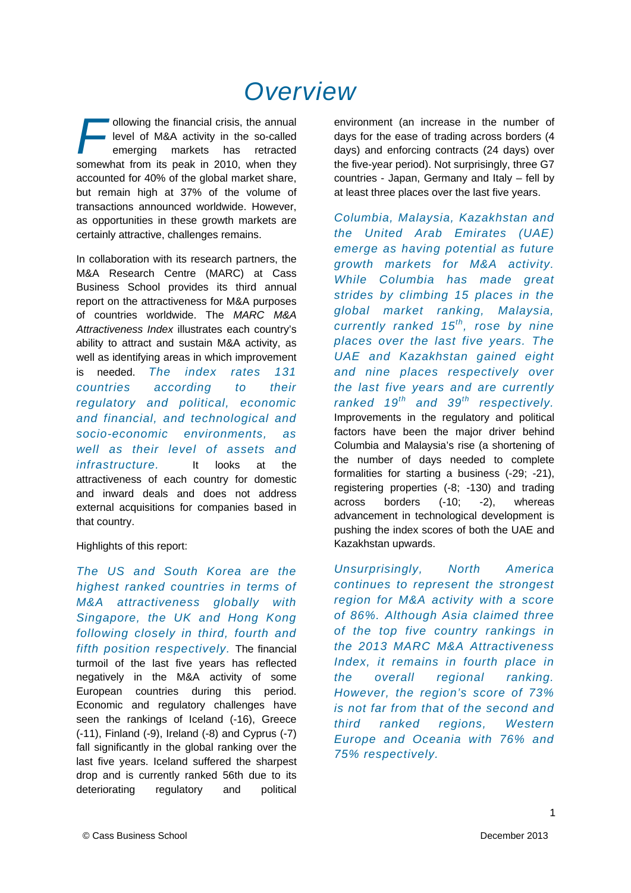# Overview

Following the financial crisis, the annual level of M&A activity in the so-called emerging markets has retracted somewhat from its peak in 2010, when they accounted for 40% of the global market share, but remain high at 37% of the volume of transactions announced worldwide. However, as opportunities in these growth markets are certainly attractive, challenges remains.

In collaboration with its research partners, the M&A Research Centre (MARC) at Cass Business School provides its third annual report on the attractiveness for M&A purposes of countries worldwide. The *MARC M&A Attractiveness Index* illustrates each country's ability to attract and sustain M&A activity, as well as identifying areas in which improvement is needed. *The index rates 131 countries according to their regulatory and political, economic and financial, and technological and socio-economic environments, as well as their level of assets and infrastructure.* It looks at the attractiveness of each country for domestic and inward deals and does not address external acquisitions for companies based in that country.

Highlights of this report:

*The US and South Korea are the highest ranked countries in terms of M&A attractiveness globally with Singapore, the UK and Hong Kong following closely in third, fourth and fifth position respectively.* The financial turmoil of the last five years has reflected negatively in the M&A activity of some European countries during this period. Economic and regulatory challenges have seen the rankings of Iceland (-16), Greece (-11), Finland (-9), Ireland (-8) and Cyprus (-7) fall significantly in the global ranking over the last five years. Iceland suffered the sharpest drop and is currently ranked 56th due to its deteriorating regulatory and political environment (an increase in the number of days for the ease of trading across borders (4 days) and enforcing contracts (24 days) over the five-year period). Not surprisingly, three G7 countries - Japan, Germany and Italy – fell by at least three places over the last five years.

*Columbia, Malaysia, Kazakhstan and the United Arab Emirates (UAE) emerge as having potential as future growth markets for M&A activity. While Columbia has made great strides by climbing 15 places in the global market ranking, Malaysia, currently ranked 15th, rose by nine places over the last five years. The UAE and Kazakhstan gained eight and nine places respectively over the last five years and are currently ranked 19th and 39th respectively.* Improvements in the regulatory and political factors have been the major driver behind Columbia and Malaysia's rise (a shortening of the number of days needed to complete formalities for starting a business (-29; -21), registering properties (-8; -130) and trading across borders (-10; -2), whereas advancement in technological development is pushing the index scores of both the UAE and Kazakhstan upwards.

*Unsurprisingly, North America continues to represent the strongest region for M&A activity with a score of 86%. Although Asia claimed three of the top five country rankings in the 2013 MARC M&A Attractiveness Index, it remains in fourth place in the overall regional ranking. However, the region's score of 73% is not far from that of the second and third ranked regions, Western Europe and Oceania with 76% and 75% respectively.*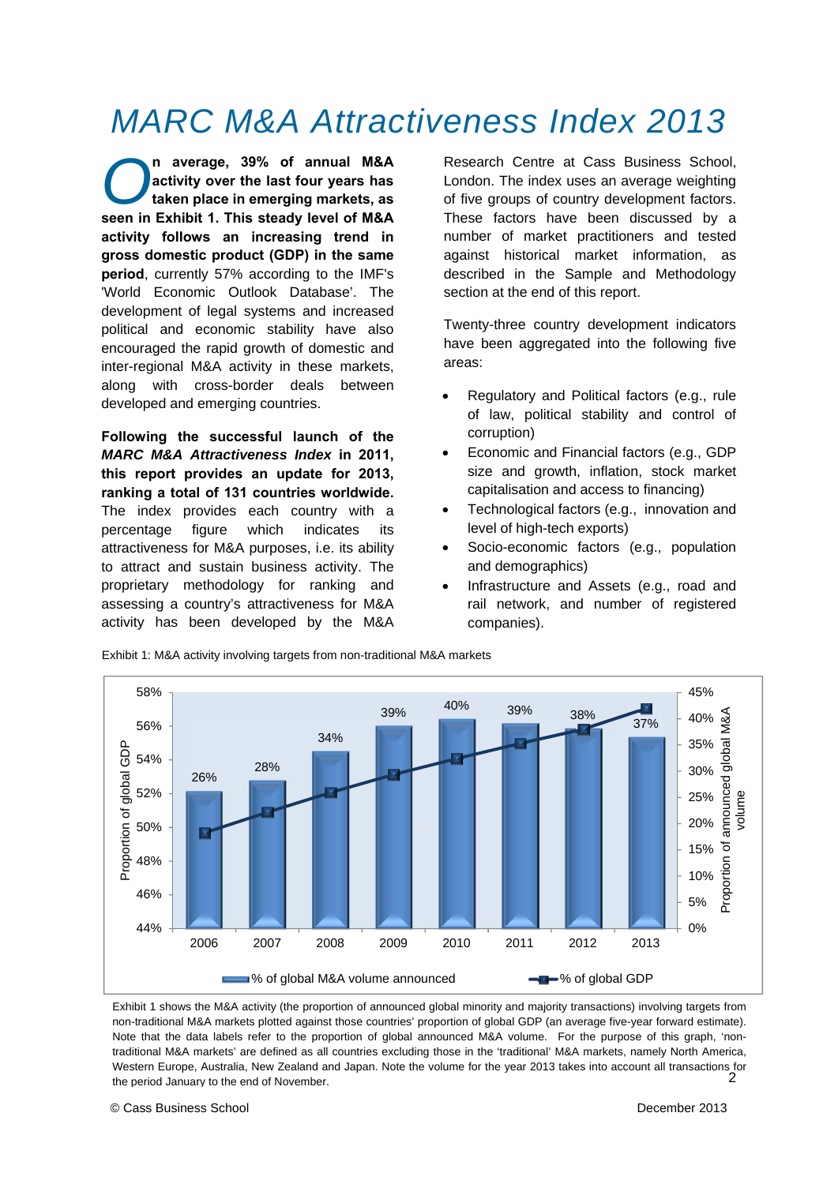# MARC M&A Attractiveness Index 2013

**On average, 39% of annual M&A activity over the last four years has taken place in emerging markets, as seen in Exhibit 1. This steady level of M&A activity follows an increasing trend in gross domestic product (GDP) in the same period**, currently 57% according to the IMF's 'World Economic Outlook Database'. The development of legal systems and increased political and economic stability have also encouraged the rapid growth of domestic and inter-regional M&A activity in these markets, along with cross-border deals between developed and emerging countries.

**Following the successful launch of the *MARC M&A Attractiveness Index* in 2011, this report provides an update for 2013, ranking a total of 131 countries worldwide.** The index provides each country with a percentage figure which indicates its attractiveness for M&A purposes, i.e. its ability to attract and sustain business activity. The proprietary methodology for ranking and assessing a country's attractiveness for M&A activity has been developed by the M&A Research Centre at Cass Business School, London. The index uses an average weighting of five groups of country development factors. These factors have been discussed by a number of market practitioners and tested against historical market information, as described in the Sample and Methodology section at the end of this report.

Twenty-three country development indicators have been aggregated into the following five areas:

- Regulatory and Political factors (e.g., rule of law, political stability and control of corruption)
- Economic and Financial factors (e.g., GDP size and growth, inflation, stock market capitalisation and access to financing)
- Technological factors (e.g., innovation and level of high-tech exports)
- Socio-economic factors (e.g., population and demographics)
- Infrastructure and Assets (e.g., road and rail network, and number of registered companies).

Exhibit 1: M&A activity involving targets from non-traditional M&A markets

| Year | % of global M&A volume announced |
|---|---|
| 2006 | 26% |
| 2007 | 28% |
| 2008 | 34% |
| 2009 | 39% |
| 2010 | 40% |
| 2011 | 39% |
| 2012 | 38% |
| 2013 | 37% |

Exhibit 1 shows the M&A activity (the proportion of announced global minority and majority transactions) involving targets from non-traditional M&A markets plotted against those countries' proportion of global GDP (an average five-year forward estimate). Note that the data labels refer to the proportion of global announced M&A volume. For the purpose of this graph, 'non-traditional M&A markets' are defined as all countries excluding those in the 'traditional' M&A markets, namely North America, Western Europe, Australia, New Zealand and Japan. Note the volume for the year 2013 takes into account all transactions for the period January to the end of November.

© Cass Business School

December 2013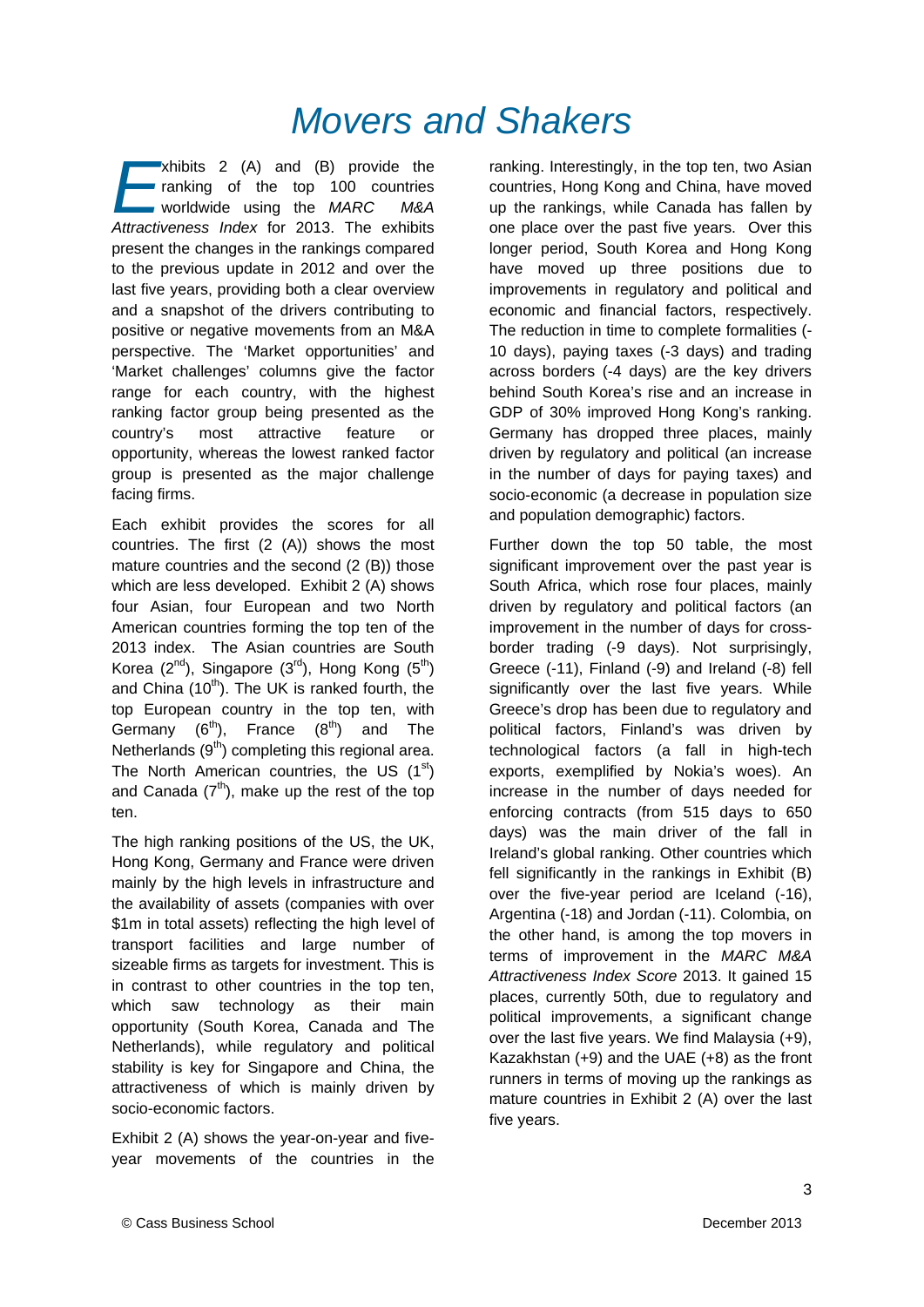# Movers and Shakers

Exhibits 2 (A) and (B) provide the ranking of the top 100 countries worldwide using the *MARC M&A Attractiveness Index* for 2013. The exhibits present the changes in the rankings compared to the previous update in 2012 and over the last five years, providing both a clear overview and a snapshot of the drivers contributing to positive or negative movements from an M&A perspective. The 'Market opportunities' and 'Market challenges' columns give the factor range for each country, with the highest ranking factor group being presented as the country's most attractive feature or opportunity, whereas the lowest ranked factor group is presented as the major challenge facing firms.

Each exhibit provides the scores for all countries. The first (2 (A)) shows the most mature countries and the second (2 (B)) those which are less developed. Exhibit 2 (A) shows four Asian, four European and two North American countries forming the top ten of the 2013 index. The Asian countries are South Korea (2nd), Singapore (3rd), Hong Kong (5th) and China (10th). The UK is ranked fourth, the top European country in the top ten, with Germany (6th), France (8th) and The Netherlands (9th) completing this regional area. The North American countries, the US (1st) and Canada (7th), make up the rest of the top ten.

The high ranking positions of the US, the UK, Hong Kong, Germany and France were driven mainly by the high levels in infrastructure and the availability of assets (companies with over $1m in total assets) reflecting the high level of transport facilities and large number of sizeable firms as targets for investment. This is in contrast to other countries in the top ten, which saw technology as their main opportunity (South Korea, Canada and The Netherlands), while regulatory and political stability is key for Singapore and China, the attractiveness of which is mainly driven by socio-economic factors.

Exhibit 2 (A) shows the year-on-year and five-year movements of the countries in the ranking. Interestingly, in the top ten, two Asian countries, Hong Kong and China, have moved up the rankings, while Canada has fallen by one place over the past five years. Over this longer period, South Korea and Hong Kong have moved up three positions due to improvements in regulatory and political and economic and financial factors, respectively. The reduction in time to complete formalities (-10 days), paying taxes (-3 days) and trading across borders (-4 days) are the key drivers behind South Korea's rise and an increase in GDP of 30% improved Hong Kong's ranking. Germany has dropped three places, mainly driven by regulatory and political (an increase in the number of days for paying taxes) and socio-economic (a decrease in population size and population demographic) factors.

Further down the top 50 table, the most significant improvement over the past year is South Africa, which rose four places, mainly driven by regulatory and political factors (an improvement in the number of days for cross-border trading (-9 days). Not surprisingly, Greece (-11), Finland (-9) and Ireland (-8) fell significantly over the last five years. While Greece's drop has been due to regulatory and political factors, Finland's was driven by technological factors (a fall in high-tech exports, exemplified by Nokia's woes). An increase in the number of days needed for enforcing contracts (from 515 days to 650 days) was the main driver of the fall in Ireland's global ranking. Other countries which fell significantly in the rankings in Exhibit (B) over the five-year period are Iceland (-16), Argentina (-18) and Jordan (-11). Colombia, on the other hand, is among the top movers in terms of improvement in the *MARC M&A Attractiveness Index Score* 2013. It gained 15 places, currently 50th, due to regulatory and political improvements, a significant change over the last five years. We find Malaysia (+9), Kazakhstan (+9) and the UAE (+8) as the front runners in terms of moving up the rankings as mature countries in Exhibit 2 (A) over the last five years.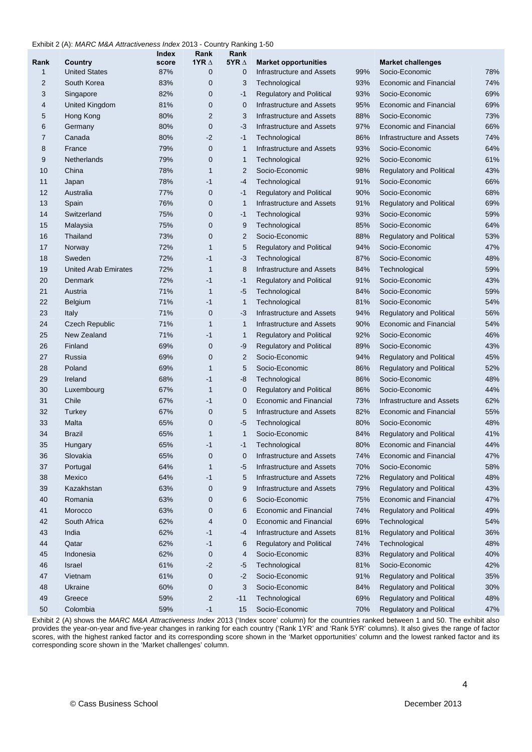Exhibit 2 (A): *MARC M&A Attractiveness Index* 2013 - Country Ranking 1-50

| Rank | Country | Index score | Rank 1YR ∆ | Rank 5YR ∆ | Market opportunities | | Market challenges | |
|---|---|---|---|---|---|---|---|---|
| 1 | United States | 87% | 0 | 0 | Infrastructure and Assets | 99% | Socio-Economic | 78% |
| 2 | South Korea | 83% | 0 | 3 | Technological | 93% | Economic and Financial | 74% |
| 3 | Singapore | 82% | 0 | -1 | Regulatory and Political | 93% | Socio-Economic | 69% |
| 4 | United Kingdom | 81% | 0 | 0 | Infrastructure and Assets | 95% | Economic and Financial | 69% |
| 5 | Hong Kong | 80% | 2 | 3 | Infrastructure and Assets | 88% | Socio-Economic | 73% |
| 6 | Germany | 80% | 0 | -3 | Infrastructure and Assets | 97% | Economic and Financial | 66% |
| 7 | Canada | 80% | -2 | -1 | Technological | 86% | Infrastructure and Assets | 74% |
| 8 | France | 79% | 0 | 1 | Infrastructure and Assets | 93% | Socio-Economic | 64% |
| 9 | Netherlands | 79% | 0 | 1 | Technological | 92% | Socio-Economic | 61% |
| 10 | China | 78% | 1 | 2 | Socio-Economic | 98% | Regulatory and Political | 43% |
| 11 | Japan | 78% | -1 | -4 | Technological | 91% | Socio-Economic | 66% |
| 12 | Australia | 77% | 0 | -1 | Regulatory and Political | 90% | Socio-Economic | 68% |
| 13 | Spain | 76% | 0 | 1 | Infrastructure and Assets | 91% | Regulatory and Political | 69% |
| 14 | Switzerland | 75% | 0 | -1 | Technological | 93% | Socio-Economic | 59% |
| 15 | Malaysia | 75% | 0 | 9 | Technological | 85% | Socio-Economic | 64% |
| 16 | Thailand | 73% | 0 | 2 | Socio-Economic | 88% | Regulatory and Political | 53% |
| 17 | Norway | 72% | 1 | 5 | Regulatory and Political | 94% | Socio-Economic | 47% |
| 18 | Sweden | 72% | -1 | -3 | Technological | 87% | Socio-Economic | 48% |
| 19 | United Arab Emirates | 72% | 1 | 8 | Infrastructure and Assets | 84% | Technological | 59% |
| 20 | Denmark | 72% | -1 | -1 | Regulatory and Political | 91% | Socio-Economic | 43% |
| 21 | Austria | 71% | 1 | -5 | Technological | 84% | Socio-Economic | 59% |
| 22 | Belgium | 71% | -1 | 1 | Technological | 81% | Socio-Economic | 54% |
| 23 | Italy | 71% | 0 | -3 | Infrastructure and Assets | 94% | Regulatory and Political | 56% |
| 24 | Czech Republic | 71% | 1 | 1 | Infrastructure and Assets | 90% | Economic and Financial | 54% |
| 25 | New Zealand | 71% | -1 | 1 | Regulatory and Political | 92% | Socio-Economic | 46% |
| 26 | Finland | 69% | 0 | -9 | Regulatory and Political | 89% | Socio-Economic | 43% |
| 27 | Russia | 69% | 0 | 2 | Socio-Economic | 94% | Regulatory and Political | 45% |
| 28 | Poland | 69% | 1 | 5 | Socio-Economic | 86% | Regulatory and Political | 52% |
| 29 | Ireland | 68% | -1 | -8 | Technological | 86% | Socio-Economic | 48% |
| 30 | Luxembourg | 67% | 1 | 0 | Regulatory and Political | 86% | Socio-Economic | 44% |
| 31 | Chile | 67% | -1 | 0 | Economic and Financial | 73% | Infrastructure and Assets | 62% |
| 32 | Turkey | 67% | 0 | 5 | Infrastructure and Assets | 82% | Economic and Financial | 55% |
| 33 | Malta | 65% | 0 | -5 | Technological | 80% | Socio-Economic | 48% |
| 34 | Brazil | 65% | 1 | 1 | Socio-Economic | 84% | Regulatory and Political | 41% |
| 35 | Hungary | 65% | -1 | -1 | Technological | 80% | Economic and Financial | 44% |
| 36 | Slovakia | 65% | 0 | 0 | Infrastructure and Assets | 74% | Economic and Financial | 47% |
| 37 | Portugal | 64% | 1 | -5 | Infrastructure and Assets | 70% | Socio-Economic | 58% |
| 38 | Mexico | 64% | -1 | 5 | Infrastructure and Assets | 72% | Regulatory and Political | 48% |
| 39 | Kazakhstan | 63% | 0 | 9 | Infrastructure and Assets | 79% | Regulatory and Political | 43% |
| 40 | Romania | 63% | 0 | 6 | Socio-Economic | 75% | Economic and Financial | 47% |
| 41 | Morocco | 63% | 0 | 6 | Economic and Financial | 74% | Regulatory and Political | 49% |
| 42 | South Africa | 62% | 4 | 0 | Economic and Financial | 69% | Technological | 54% |
| 43 | India | 62% | -1 | -4 | Infrastructure and Assets | 81% | Regulatory and Political | 36% |
| 44 | Qatar | 62% | -1 | 6 | Regulatory and Political | 74% | Technological | 48% |
| 45 | Indonesia | 62% | 0 | 4 | Socio-Economic | 83% | Regulatory and Political | 40% |
| 46 | Israel | 61% | -2 | -5 | Technological | 81% | Socio-Economic | 42% |
| 47 | Vietnam | 61% | 0 | -2 | Socio-Economic | 91% | Regulatory and Political | 35% |
| 48 | Ukraine | 60% | 0 | 3 | Socio-Economic | 84% | Regulatory and Political | 30% |
| 49 | Greece | 59% | 2 | -11 | Technological | 69% | Regulatory and Political | 48% |
| 50 | Colombia | 59% | -1 | 15 | Socio-Economic | 70% | Regulatory and Political | 47% |

Exhibit 2 (A) shows the *MARC M&A Attractiveness Index* 2013 ('Index score' column) for the countries ranked between 1 and 50. The exhibit also provides the year-on-year and five-year changes in ranking for each country ('Rank 1YR' and 'Rank 5YR' columns). It also gives the range of factor scores, with the highest ranked factor and its corresponding score shown in the 'Market opportunities' column and the lowest ranked factor and its corresponding score shown in the 'Market challenges' column.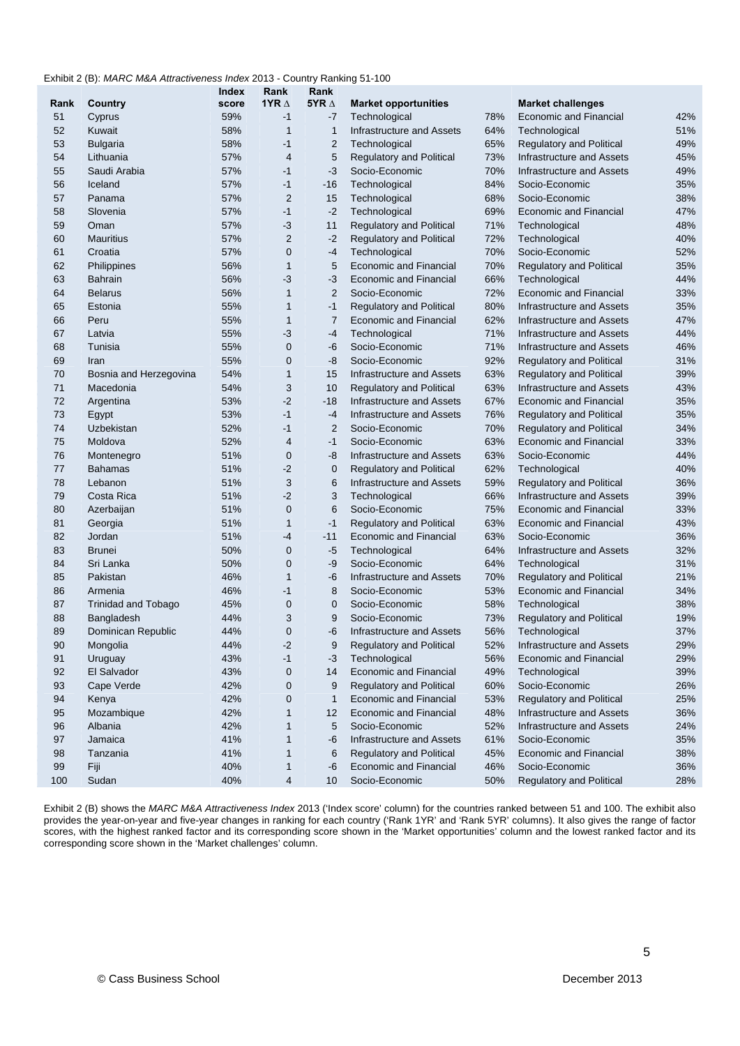Exhibit 2 (B): *MARC M&A Attractiveness Index* 2013 - Country Ranking 51-100

| Rank | Country | Index score | Rank 1YR ∆ | Rank 5YR ∆ | Market opportunities | | Market challenges | |
|---|---|---|---|---|---|---|---|---|
| 51 | Cyprus | 59% | -1 | -7 | Technological | 78% | Economic and Financial | 42% |
| 52 | Kuwait | 58% | 1 | 1 | Infrastructure and Assets | 64% | Technological | 51% |
| 53 | Bulgaria | 58% | -1 | 2 | Technological | 65% | Regulatory and Political | 49% |
| 54 | Lithuania | 57% | 4 | 5 | Regulatory and Political | 73% | Infrastructure and Assets | 45% |
| 55 | Saudi Arabia | 57% | -1 | -3 | Socio-Economic | 70% | Infrastructure and Assets | 49% |
| 56 | Iceland | 57% | -1 | -16 | Technological | 84% | Socio-Economic | 35% |
| 57 | Panama | 57% | 2 | 15 | Technological | 68% | Socio-Economic | 38% |
| 58 | Slovenia | 57% | -1 | -2 | Technological | 69% | Economic and Financial | 47% |
| 59 | Oman | 57% | -3 | 11 | Regulatory and Political | 71% | Technological | 48% |
| 60 | Mauritius | 57% | 2 | -2 | Regulatory and Political | 72% | Technological | 40% |
| 61 | Croatia | 57% | 0 | -4 | Technological | 70% | Socio-Economic | 52% |
| 62 | Philippines | 56% | 1 | 5 | Economic and Financial | 70% | Regulatory and Political | 35% |
| 63 | Bahrain | 56% | -3 | -3 | Economic and Financial | 66% | Technological | 44% |
| 64 | Belarus | 56% | 1 | 2 | Socio-Economic | 72% | Economic and Financial | 33% |
| 65 | Estonia | 55% | 1 | -1 | Regulatory and Political | 80% | Infrastructure and Assets | 35% |
| 66 | Peru | 55% | 1 | 7 | Economic and Financial | 62% | Infrastructure and Assets | 47% |
| 67 | Latvia | 55% | -3 | -4 | Technological | 71% | Infrastructure and Assets | 44% |
| 68 | Tunisia | 55% | 0 | -6 | Socio-Economic | 71% | Infrastructure and Assets | 46% |
| 69 | Iran | 55% | 0 | -8 | Socio-Economic | 92% | Regulatory and Political | 31% |
| 70 | Bosnia and Herzegovina | 54% | 1 | 15 | Infrastructure and Assets | 63% | Regulatory and Political | 39% |
| 71 | Macedonia | 54% | 3 | 10 | Regulatory and Political | 63% | Infrastructure and Assets | 43% |
| 72 | Argentina | 53% | -2 | -18 | Infrastructure and Assets | 67% | Economic and Financial | 35% |
| 73 | Egypt | 53% | -1 | -4 | Infrastructure and Assets | 76% | Regulatory and Political | 35% |
| 74 | Uzbekistan | 52% | -1 | 2 | Socio-Economic | 70% | Regulatory and Political | 34% |
| 75 | Moldova | 52% | 4 | -1 | Socio-Economic | 63% | Economic and Financial | 33% |
| 76 | Montenegro | 51% | 0 | -8 | Infrastructure and Assets | 63% | Socio-Economic | 44% |
| 77 | Bahamas | 51% | -2 | 0 | Regulatory and Political | 62% | Technological | 40% |
| 78 | Lebanon | 51% | 3 | 6 | Infrastructure and Assets | 59% | Regulatory and Political | 36% |
| 79 | Costa Rica | 51% | -2 | 3 | Technological | 66% | Infrastructure and Assets | 39% |
| 80 | Azerbaijan | 51% | 0 | 6 | Socio-Economic | 75% | Economic and Financial | 33% |
| 81 | Georgia | 51% | 1 | -1 | Regulatory and Political | 63% | Economic and Financial | 43% |
| 82 | Jordan | 51% | -4 | -11 | Economic and Financial | 63% | Socio-Economic | 36% |
| 83 | Brunei | 50% | 0 | -5 | Technological | 64% | Infrastructure and Assets | 32% |
| 84 | Sri Lanka | 50% | 0 | -9 | Socio-Economic | 64% | Technological | 31% |
| 85 | Pakistan | 46% | 1 | -6 | Infrastructure and Assets | 70% | Regulatory and Political | 21% |
| 86 | Armenia | 46% | -1 | 8 | Socio-Economic | 53% | Economic and Financial | 34% |
| 87 | Trinidad and Tobago | 45% | 0 | 0 | Socio-Economic | 58% | Technological | 38% |
| 88 | Bangladesh | 44% | 3 | 9 | Socio-Economic | 73% | Regulatory and Political | 19% |
| 89 | Dominican Republic | 44% | 0 | -6 | Infrastructure and Assets | 56% | Technological | 37% |
| 90 | Mongolia | 44% | -2 | 9 | Regulatory and Political | 52% | Infrastructure and Assets | 29% |
| 91 | Uruguay | 43% | -1 | -3 | Technological | 56% | Economic and Financial | 29% |
| 92 | El Salvador | 43% | 0 | 14 | Economic and Financial | 49% | Technological | 39% |
| 93 | Cape Verde | 42% | 0 | 9 | Regulatory and Political | 60% | Socio-Economic | 26% |
| 94 | Kenya | 42% | 0 | 1 | Economic and Financial | 53% | Regulatory and Political | 25% |
| 95 | Mozambique | 42% | 1 | 12 | Economic and Financial | 48% | Infrastructure and Assets | 36% |
| 96 | Albania | 42% | 1 | 5 | Socio-Economic | 52% | Infrastructure and Assets | 24% |
| 97 | Jamaica | 41% | 1 | -6 | Infrastructure and Assets | 61% | Socio-Economic | 35% |
| 98 | Tanzania | 41% | 1 | 6 | Regulatory and Political | 45% | Economic and Financial | 38% |
| 99 | Fiji | 40% | 1 | -6 | Economic and Financial | 46% | Socio-Economic | 36% |
| 100 | Sudan | 40% | 4 | 10 | Socio-Economic | 50% | Regulatory and Political | 28% |

Exhibit 2 (B) shows the *MARC M&A Attractiveness Index* 2013 ('Index score' column) for the countries ranked between 51 and 100. The exhibit also provides the year-on-year and five-year changes in ranking for each country ('Rank 1YR' and 'Rank 5YR' columns). It also gives the range of factor scores, with the highest ranked factor and its corresponding score shown in the 'Market opportunities' column and the lowest ranked factor and its corresponding score shown in the 'Market challenges' column.

© Cass Business School December 2013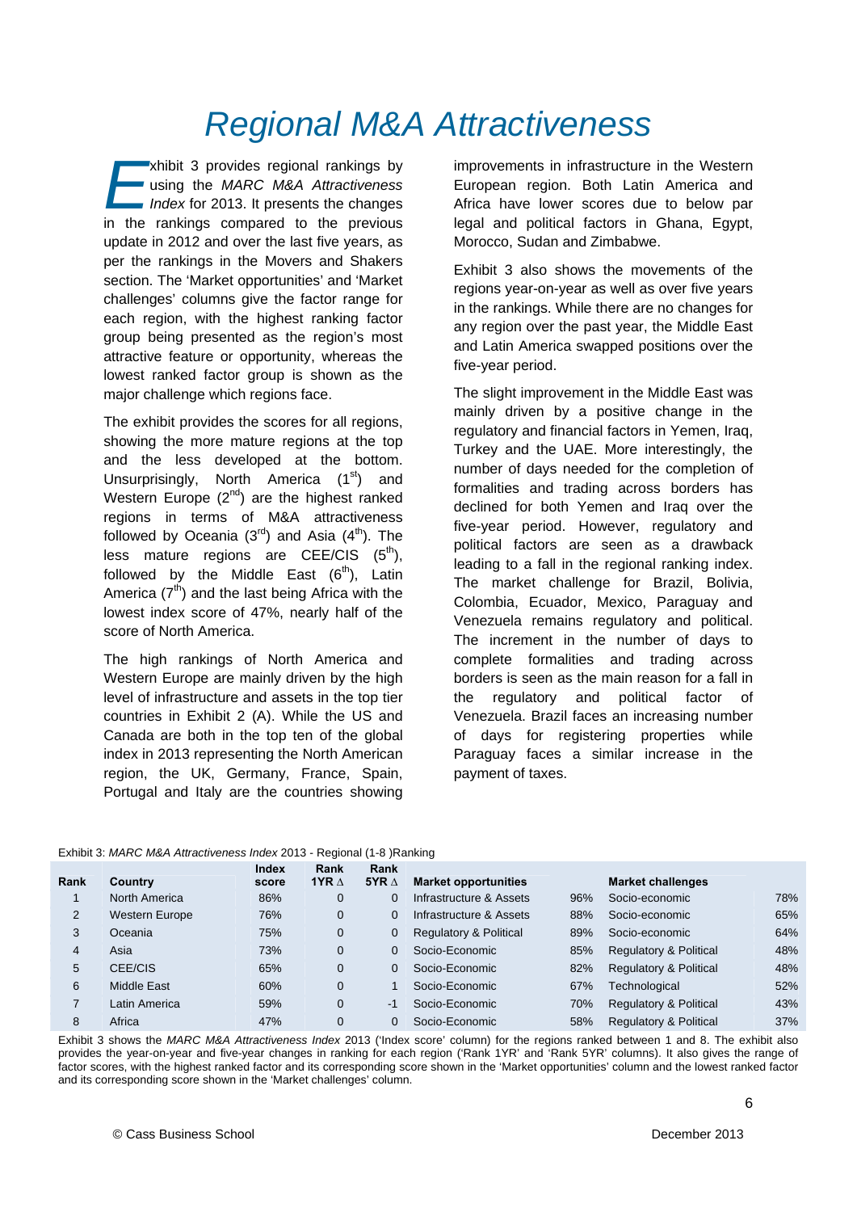# *Regional M&A Attractiveness*

Exhibit 3 provides regional rankings by using the *MARC M&A Attractiveness Index* for 2013. It presents the changes in the rankings compared to the previous update in 2012 and over the last five years, as per the rankings in the Movers and Shakers section. The 'Market opportunities' and 'Market challenges' columns give the factor range for each region, with the highest ranking factor group being presented as the region's most attractive feature or opportunity, whereas the lowest ranked factor group is shown as the major challenge which regions face.

The exhibit provides the scores for all regions, showing the more mature regions at the top and the less developed at the bottom. Unsurprisingly, North America (1st) and Western Europe (2nd) are the highest ranked regions in terms of M&A attractiveness followed by Oceania (3rd) and Asia (4th). The less mature regions are CEE/CIS (5th), followed by the Middle East (6th), Latin America (7th) and the last being Africa with the lowest index score of 47%, nearly half of the score of North America.

The high rankings of North America and Western Europe are mainly driven by the high level of infrastructure and assets in the top tier countries in Exhibit 2 (A). While the US and Canada are both in the top ten of the global index in 2013 representing the North American region, the UK, Germany, France, Spain, Portugal and Italy are the countries showing improvements in infrastructure in the Western European region. Both Latin America and Africa have lower scores due to below par legal and political factors in Ghana, Egypt, Morocco, Sudan and Zimbabwe.

Exhibit 3 also shows the movements of the regions year-on-year as well as over five years in the rankings. While there are no changes for any region over the past year, the Middle East and Latin America swapped positions over the five-year period.

The slight improvement in the Middle East was mainly driven by a positive change in the regulatory and financial factors in Yemen, Iraq, Turkey and the UAE. More interestingly, the number of days needed for the completion of formalities and trading across borders has declined for both Yemen and Iraq over the five-year period. However, regulatory and political factors are seen as a drawback leading to a fall in the regional ranking index. The market challenge for Brazil, Bolivia, Colombia, Ecuador, Mexico, Paraguay and Venezuela remains regulatory and political. The increment in the number of days to complete formalities and trading across borders is seen as the main reason for a fall in the regulatory and political factor of Venezuela. Brazil faces an increasing number of days for registering properties while Paraguay faces a similar increase in the payment of taxes.

Exhibit 3: *MARC M&A Attractiveness Index* 2013 - Regional (1-8 )Ranking

| Rank | Country | Index score | Rank 1YR Δ | Rank 5YR Δ | Market opportunities | | Market challenges | |
|---|---|---|---|---|---|---|---|---|
| 1 | North America | 86% | 0 | 0 | Infrastructure & Assets | 96% | Socio-economic | 78% |
| 2 | Western Europe | 76% | 0 | 0 | Infrastructure & Assets | 88% | Socio-economic | 65% |
| 3 | Oceania | 75% | 0 | 0 | Regulatory & Political | 89% | Socio-economic | 64% |
| 4 | Asia | 73% | 0 | 0 | Socio-Economic | 85% | Regulatory & Political | 48% |
| 5 | CEE/CIS | 65% | 0 | 0 | Socio-Economic | 82% | Regulatory & Political | 48% |
| 6 | Middle East | 60% | 0 | 1 | Socio-Economic | 67% | Technological | 52% |
| 7 | Latin America | 59% | 0 | -1 | Socio-Economic | 70% | Regulatory & Political | 43% |
| 8 | Africa | 47% | 0 | 0 | Socio-Economic | 58% | Regulatory & Political | 37% |

Exhibit 3 shows the *MARC M&A Attractiveness Index* 2013 ('Index score' column) for the regions ranked between 1 and 8. The exhibit also provides the year-on-year and five-year changes in ranking for each region ('Rank 1YR' and 'Rank 5YR' columns). It also gives the range of factor scores, with the highest ranked factor and its corresponding score shown in the 'Market opportunities' column and the lowest ranked factor and its corresponding score shown in the 'Market challenges' column.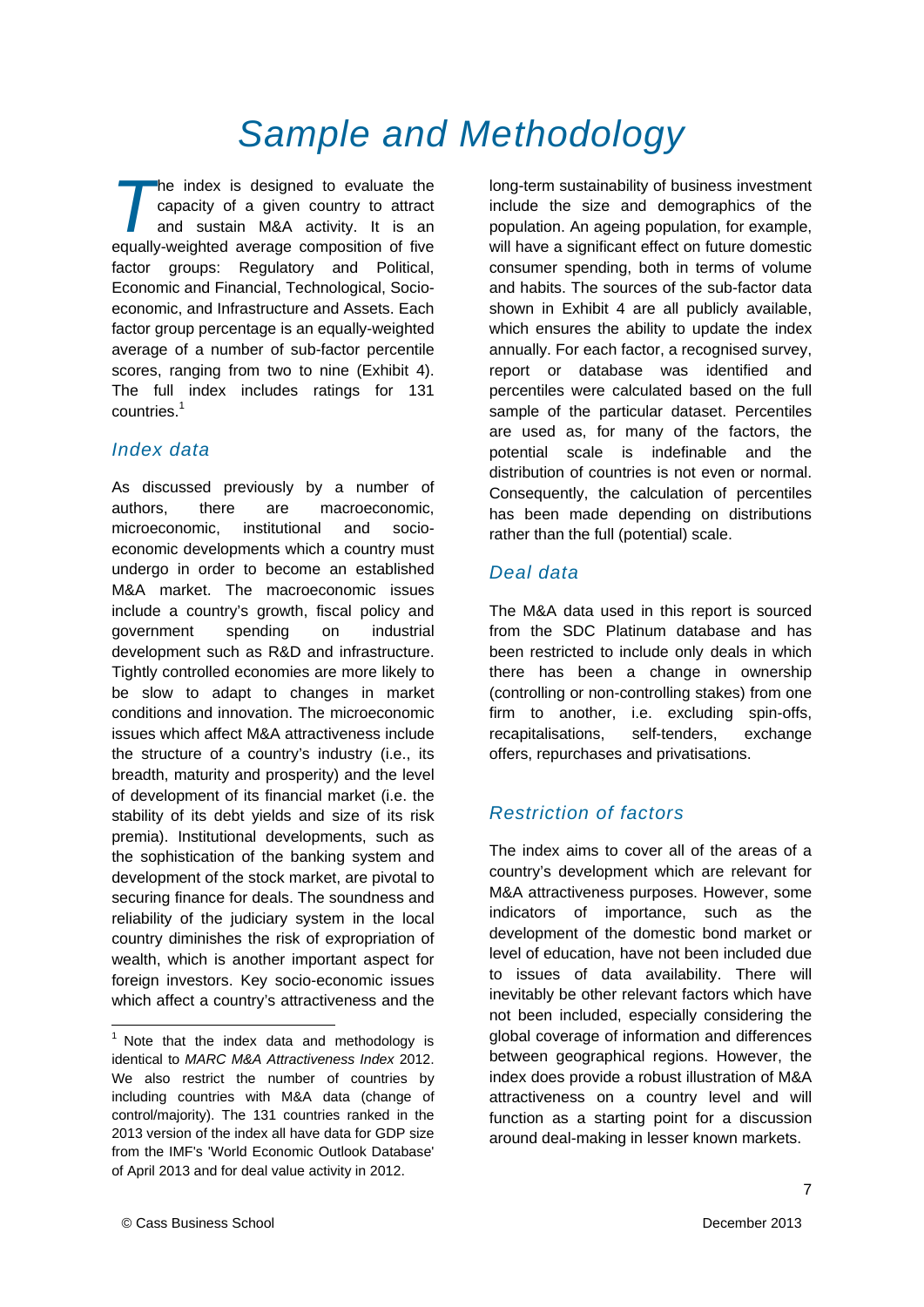# Sample and Methodology

The index is designed to evaluate the capacity of a given country to attract and sustain M&A activity. It is an equally-weighted average composition of five factor groups: Regulatory and Political, Economic and Financial, Technological, Socio-economic, and Infrastructure and Assets. Each factor group percentage is an equally-weighted average of a number of sub-factor percentile scores, ranging from two to nine (Exhibit 4). The full index includes ratings for 131 countries.[1]

## *Index data*

As discussed previously by a number of authors, there are macroeconomic, microeconomic, institutional and socio-economic developments which a country must undergo in order to become an established M&A market. The macroeconomic issues include a country's growth, fiscal policy and government spending on industrial development such as R&D and infrastructure. Tightly controlled economies are more likely to be slow to adapt to changes in market conditions and innovation. The microeconomic issues which affect M&A attractiveness include the structure of a country's industry (i.e., its breadth, maturity and prosperity) and the level of development of its financial market (i.e. the stability of its debt yields and size of its risk premia). Institutional developments, such as the sophistication of the banking system and development of the stock market, are pivotal to securing finance for deals. The soundness and reliability of the judiciary system in the local country diminishes the risk of expropriation of wealth, which is another important aspect for foreign investors. Key socio-economic issues which affect a country's attractiveness and the long-term sustainability of business investment include the size and demographics of the population. An ageing population, for example, will have a significant effect on future domestic consumer spending, both in terms of volume and habits. The sources of the sub-factor data shown in Exhibit 4 are all publicly available, which ensures the ability to update the index annually. For each factor, a recognised survey, report or database was identified and percentiles were calculated based on the full sample of the particular dataset. Percentiles are used as, for many of the factors, the potential scale is indefinable and the distribution of countries is not even or normal. Consequently, the calculation of percentiles has been made depending on distributions rather than the full (potential) scale.

## *Deal data*

The M&A data used in this report is sourced from the SDC Platinum database and has been restricted to include only deals in which there has been a change in ownership (controlling or non-controlling stakes) from one firm to another, i.e. excluding spin-offs, recapitalisations, self-tenders, exchange offers, repurchases and privatisations.

## *Restriction of factors*

The index aims to cover all of the areas of a country's development which are relevant for M&A attractiveness purposes. However, some indicators of importance, such as the development of the domestic bond market or level of education, have not been included due to issues of data availability. There will inevitably be other relevant factors which have not been included, especially considering the global coverage of information and differences between geographical regions. However, the index does provide a robust illustration of M&A attractiveness on a country level and will function as a starting point for a discussion around deal-making in lesser known markets.

---

[1] Note that the index data and methodology is identical to *MARC M&A Attractiveness Index* 2012. We also restrict the number of countries by including countries with M&A data (change of control/majority). The 131 countries ranked in the 2013 version of the index all have data for GDP size from the IMF's 'World Economic Outlook Database' of April 2013 and for deal value activity in 2012.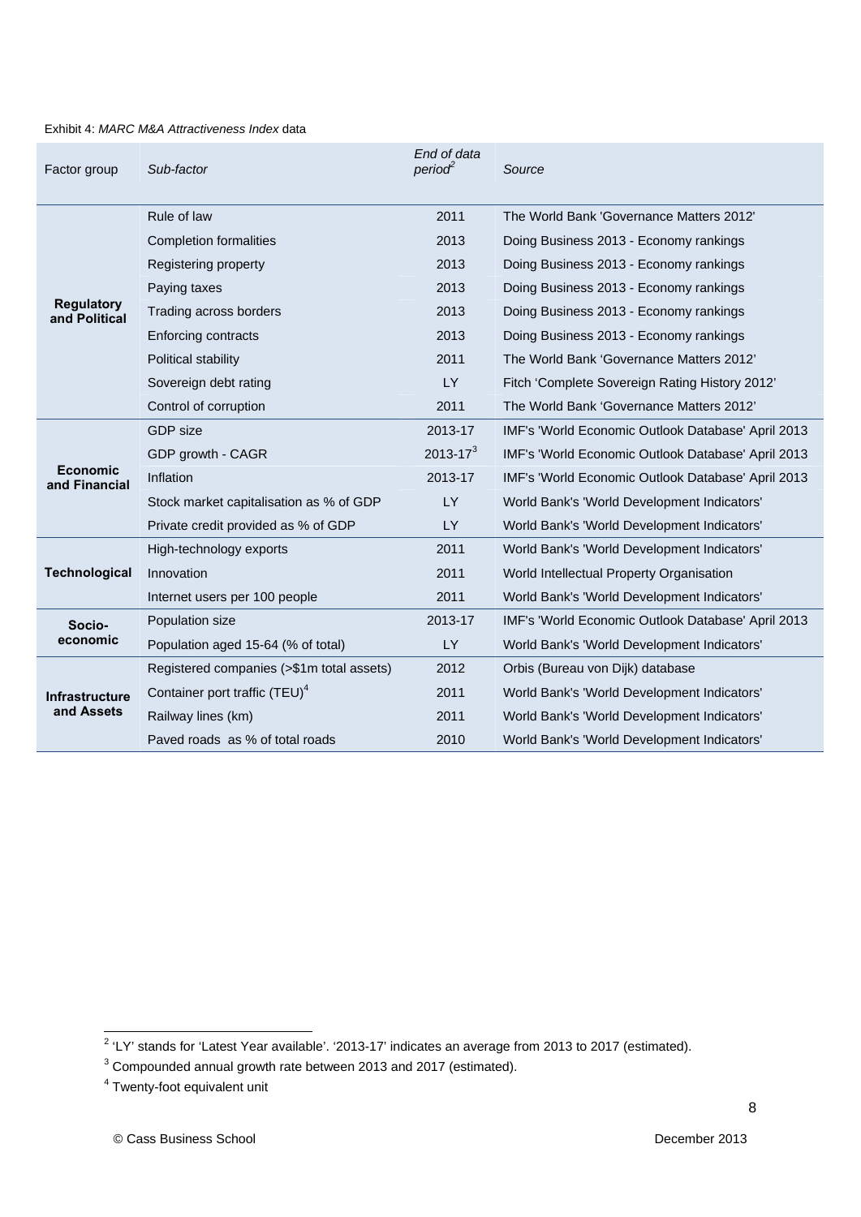Exhibit 4: *MARC M&A Attractiveness Index* data

| Factor group | *Sub-factor* | *End of data period*[2] | *Source* |
|---|---|---|---|
| **Regulatory and Political** | Rule of law | 2011 | The World Bank 'Governance Matters 2012' |
| | Completion formalities | 2013 | Doing Business 2013 - Economy rankings |
| | Registering property | 2013 | Doing Business 2013 - Economy rankings |
| | Paying taxes | 2013 | Doing Business 2013 - Economy rankings |
| | Trading across borders | 2013 | Doing Business 2013 - Economy rankings |
| | Enforcing contracts | 2013 | Doing Business 2013 - Economy rankings |
| | Political stability | 2011 | The World Bank 'Governance Matters 2012' |
| | Sovereign debt rating | LY | Fitch 'Complete Sovereign Rating History 2012' |
| | Control of corruption | 2011 | The World Bank 'Governance Matters 2012' |
| **Economic and Financial** | GDP size | 2013-17 | IMF's 'World Economic Outlook Database' April 2013 |
| | GDP growth - CAGR | 2013-17[3] | IMF's 'World Economic Outlook Database' April 2013 |
| | Inflation | 2013-17 | IMF's 'World Economic Outlook Database' April 2013 |
| | Stock market capitalisation as % of GDP | LY | World Bank's 'World Development Indicators' |
| | Private credit provided as % of GDP | LY | World Bank's 'World Development Indicators' |
| **Technological** | High-technology exports | 2011 | World Bank's 'World Development Indicators' |
| | Innovation | 2011 | World Intellectual Property Organisation |
| | Internet users per 100 people | 2011 | World Bank's 'World Development Indicators' |
| **Socio-economic** | Population size | 2013-17 | IMF's 'World Economic Outlook Database' April 2013 |
| | Population aged 15-64 (% of total) | LY | World Bank's 'World Development Indicators' |
| **Infrastructure and Assets** | Registered companies (>$1m total assets) | 2012 | Orbis (Bureau von Dijk) database |
| | Container port traffic (TEU)[4] | 2011 | World Bank's 'World Development Indicators' |
| | Railway lines (km) | 2011 | World Bank's 'World Development Indicators' |
| | Paved roads as % of total roads | 2010 | World Bank's 'World Development Indicators' |

[2] 'LY' stands for 'Latest Year available'. '2013-17' indicates an average from 2013 to 2017 (estimated).

[3] Compounded annual growth rate between 2013 and 2017 (estimated).

[4] Twenty-foot equivalent unit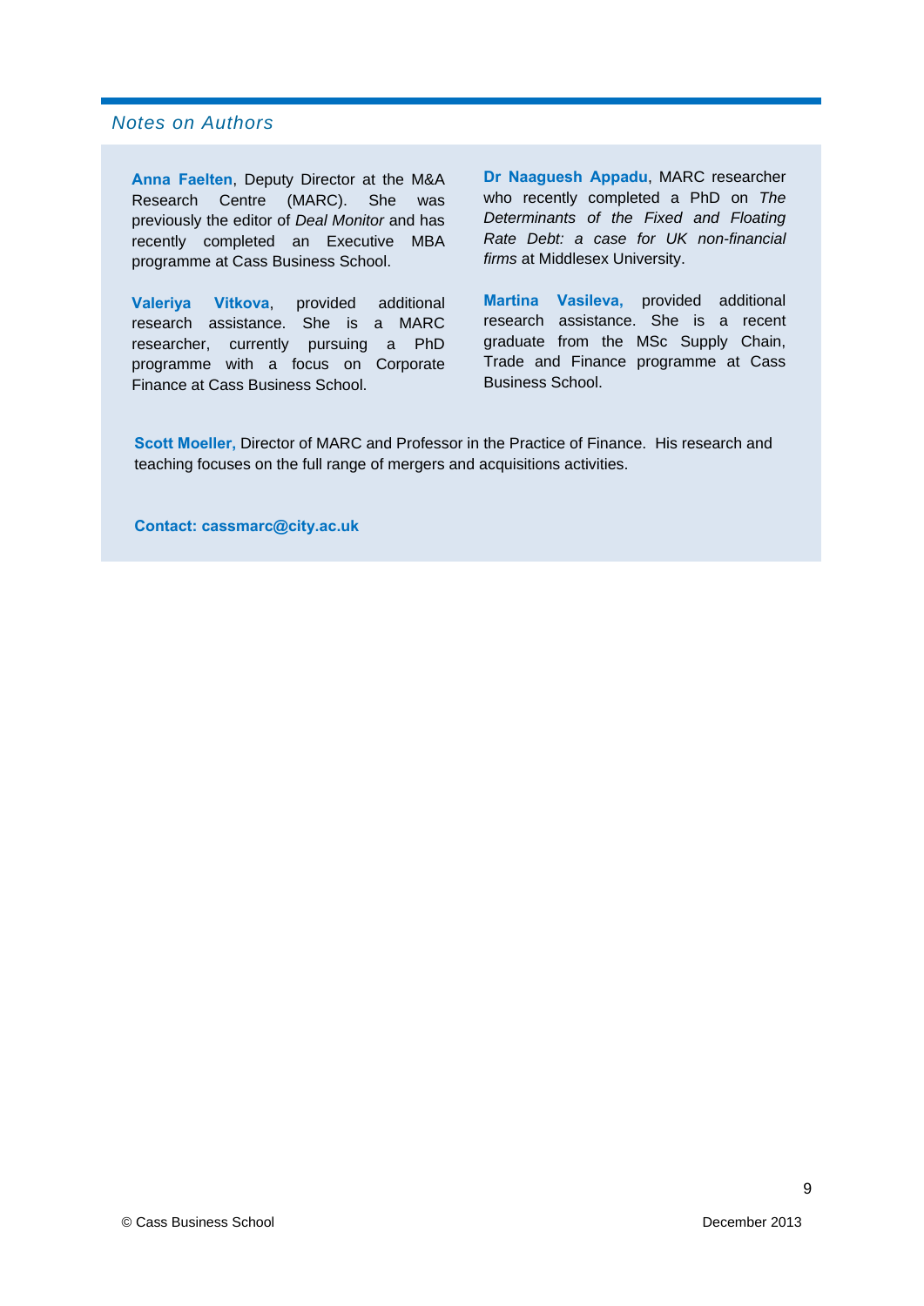## Notes on Authors

**Anna Faelten**, Deputy Director at the M&A Research Centre (MARC). She was previously the editor of *Deal Monitor* and has recently completed an Executive MBA programme at Cass Business School.

**Valeriya Vitkova**, provided additional research assistance. She is a MARC researcher, currently pursuing a PhD programme with a focus on Corporate Finance at Cass Business School.

**Dr Naaguesh Appadu**, MARC researcher who recently completed a PhD on *The Determinants of the Fixed and Floating Rate Debt: a case for UK non-financial firms* at Middlesex University.

**Martina Vasileva,** provided additional research assistance. She is a recent graduate from the MSc Supply Chain, Trade and Finance programme at Cass Business School.

**Scott Moeller,** Director of MARC and Professor in the Practice of Finance. His research and teaching focuses on the full range of mergers and acquisitions activities.

**Contact: cassmarc@city.ac.uk**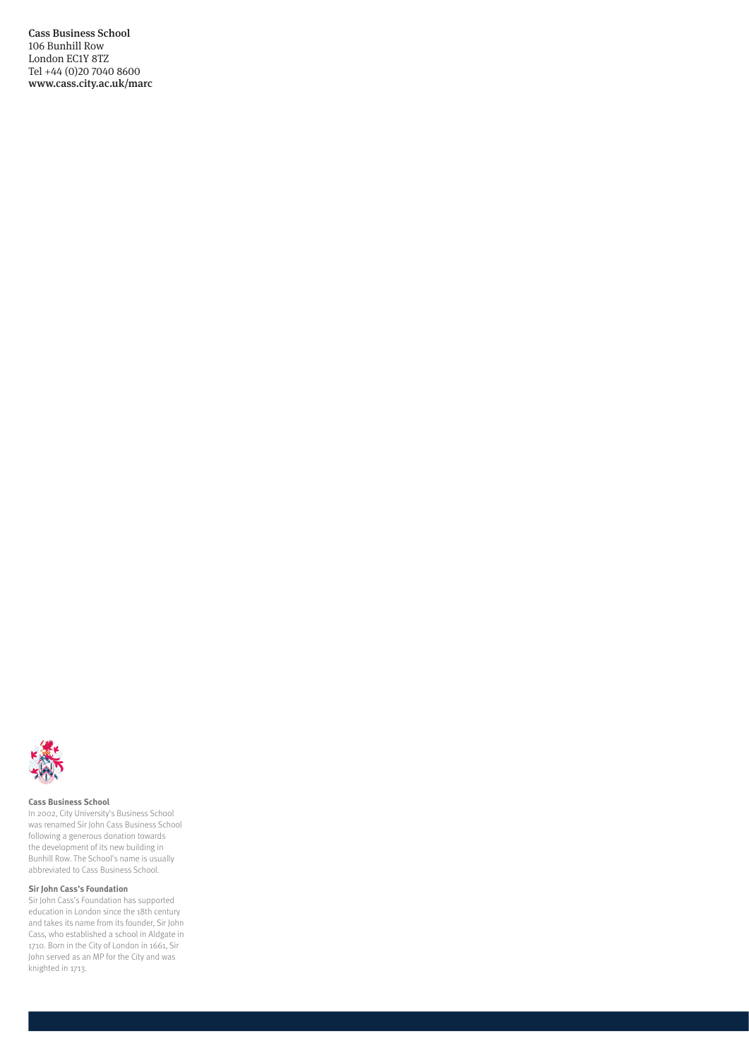**Cass Business School**
106 Bunhill Row
London EC1Y 8TZ
Tel +44 (0)20 7040 8600
**www.cass.city.ac.uk/marc**

**Cass Business School**
In 2002, City University's Business School was renamed Sir John Cass Business School following a generous donation towards the development of its new building in Bunhill Row. The School's name is usually abbreviated to Cass Business School.

**Sir John Cass's Foundation**
Sir John Cass's Foundation has supported education in London since the 18th century and takes its name from its founder, Sir John Cass, who established a school in Aldgate in 1710. Born in the City of London in 1661, Sir John served as an MP for the City and was knighted in 1713.